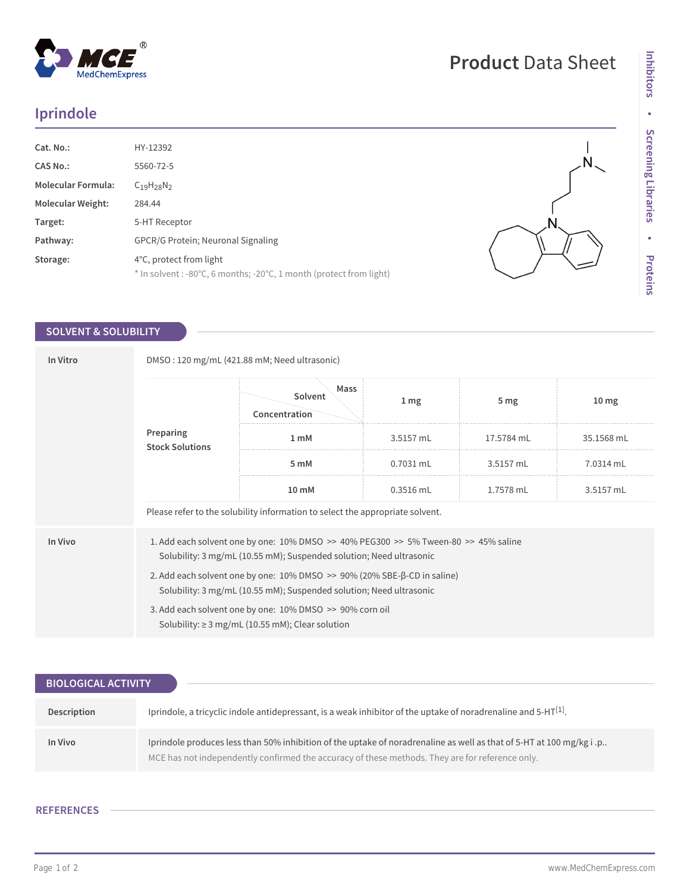# Iprindole

| | |
|---|---|
| **Cat. No.:** | HY-12392 |
| **CAS No.:** | 5560-72-5 |
| **Molecular Formula:** | $C_{19}H_{28}N_2$ |
| **Molecular Weight:** | 284.44 |
| **Target:** | 5-HT Receptor |
| **Pathway:** | GPCR/G Protein; Neuronal Signaling |
| **Storage:** | 4°C, protect from light<br>* In solvent : -80°C, 6 months; -20°C, 1 month (protect from light) |

## SOLVENT & SOLUBILITY

**In Vitro**

DMSO : 120 mg/mL (421.88 mM; Need ultrasonic)

**Preparing Stock Solutions**

| Concentration \ Solvent \ Mass | 1 mg | 5 mg | 10 mg |
|---|---|---|---|
| 1 mM | 3.5157 mL | 17.5784 mL | 35.1568 mL |
| 5 mM | 0.7031 mL | 3.5157 mL | 7.0314 mL |
| 10 mM | 0.3516 mL | 1.7578 mL | 3.5157 mL |

Please refer to the solubility information to select the appropriate solvent.

**In Vivo**

1. Add each solvent one by one: 10% DMSO >> 40% PEG300 >> 5% Tween-80 >> 45% saline
   Solubility: 3 mg/mL (10.55 mM); Suspended solution; Need ultrasonic
2. Add each solvent one by one: 10% DMSO >> 90% (20% SBE-β-CD in saline)
   Solubility: 3 mg/mL (10.55 mM); Suspended solution; Need ultrasonic
3. Add each solvent one by one: 10% DMSO >> 90% corn oil
   Solubility: ≥ 3 mg/mL (10.55 mM); Clear solution

## BIOLOGICAL ACTIVITY

**Description**

Iprindole, a tricyclic indole antidepressant, is a weak inhibitor of the uptake of noradrenaline and 5-HT[1].

**In Vivo**

Iprindole produces less than 50% inhibition of the uptake of noradrenaline as well as that of 5-HT at 100 mg/kg i .p..

MCE has not independently confirmed the accuracy of these methods. They are for reference only.

## REFERENCES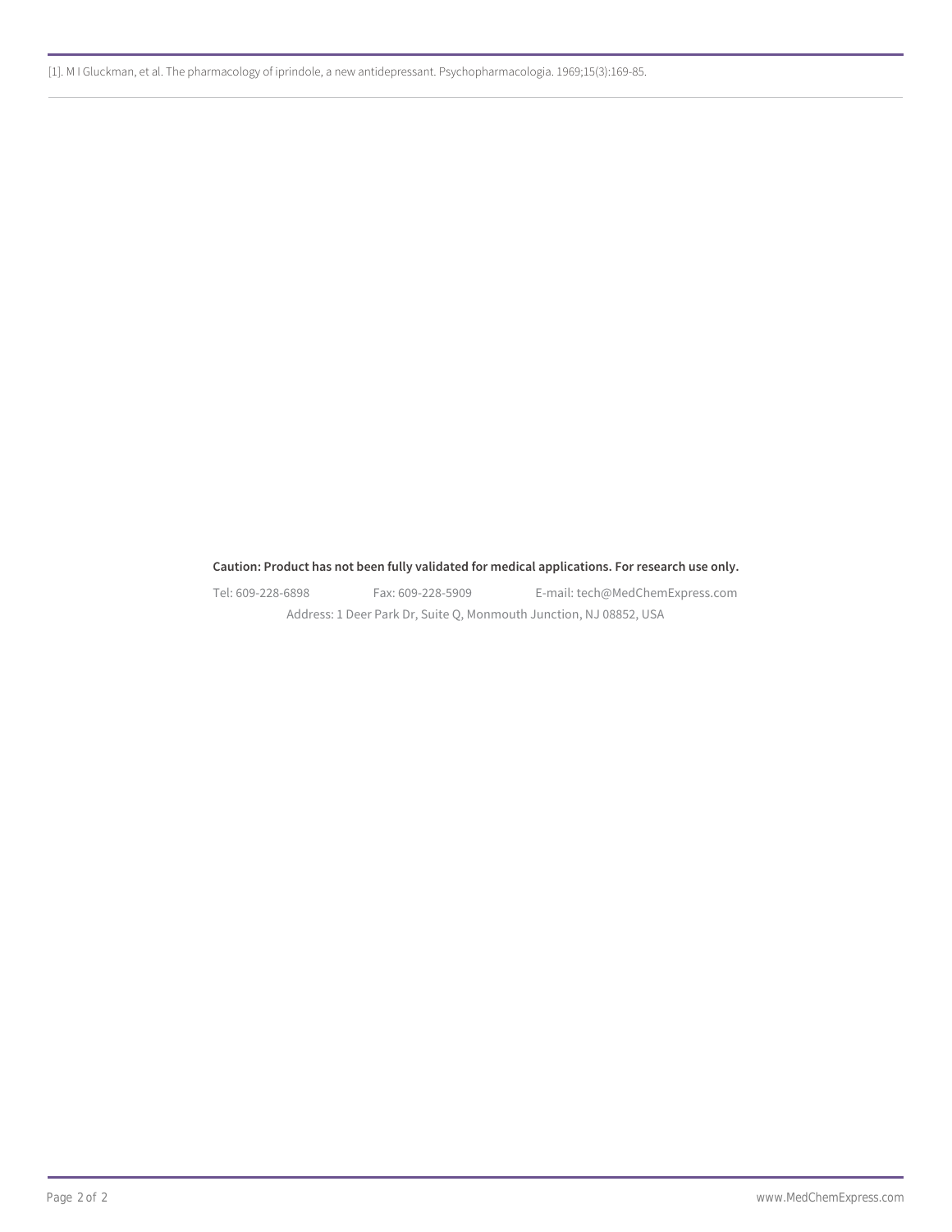[1]. M I Gluckman, et al. The pharmacology of iprindole, a new antidepressant. Psychopharmacologia. 1969;15(3):169-85.

**Caution: Product has not been fully validated for medical applications. For research use only.**

Tel: 609-228-6898 Fax: 609-228-5909 E-mail: tech@MedChemExpress.com

Address: 1 Deer Park Dr, Suite Q, Monmouth Junction, NJ 08852, USA